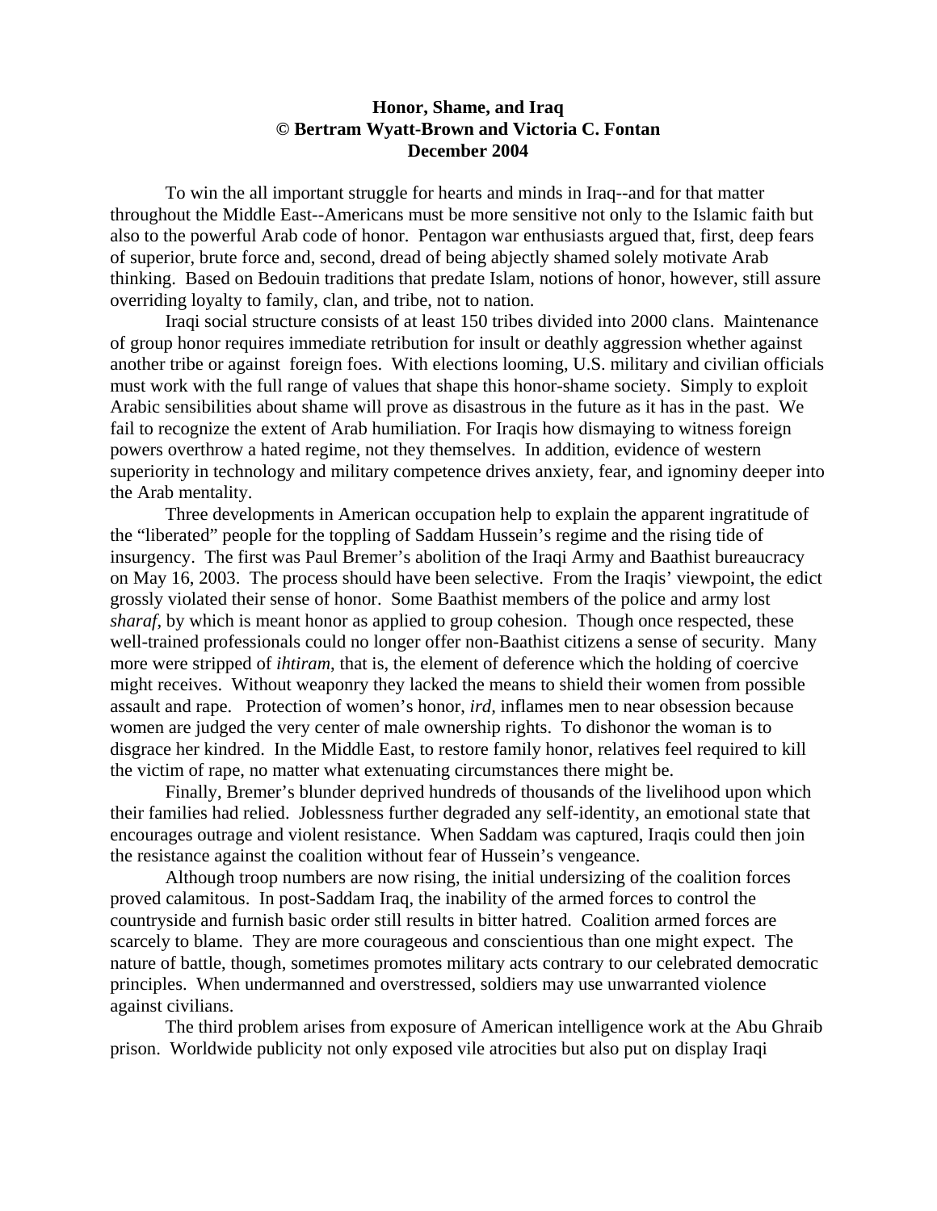**Honor, Shame, and Iraq**
**© Bertram Wyatt-Brown and Victoria C. Fontan**
**December 2004**

To win the all important struggle for hearts and minds in Iraq--and for that matter throughout the Middle East--Americans must be more sensitive not only to the Islamic faith but also to the powerful Arab code of honor. Pentagon war enthusiasts argued that, first, deep fears of superior, brute force and, second, dread of being abjectly shamed solely motivate Arab thinking. Based on Bedouin traditions that predate Islam, notions of honor, however, still assure overriding loyalty to family, clan, and tribe, not to nation.

Iraqi social structure consists of at least 150 tribes divided into 2000 clans. Maintenance of group honor requires immediate retribution for insult or deathly aggression whether against another tribe or against foreign foes. With elections looming, U.S. military and civilian officials must work with the full range of values that shape this honor-shame society. Simply to exploit Arabic sensibilities about shame will prove as disastrous in the future as it has in the past. We fail to recognize the extent of Arab humiliation. For Iraqis how dismaying to witness foreign powers overthrow a hated regime, not they themselves. In addition, evidence of western superiority in technology and military competence drives anxiety, fear, and ignominy deeper into the Arab mentality.

Three developments in American occupation help to explain the apparent ingratitude of the "liberated" people for the toppling of Saddam Hussein's regime and the rising tide of insurgency. The first was Paul Bremer's abolition of the Iraqi Army and Baathist bureaucracy on May 16, 2003. The process should have been selective. From the Iraqis' viewpoint, the edict grossly violated their sense of honor. Some Baathist members of the police and army lost *sharaf*, by which is meant honor as applied to group cohesion. Though once respected, these well-trained professionals could no longer offer non-Baathist citizens a sense of security. Many more were stripped of *ihtiram*, that is, the element of deference which the holding of coercive might receives. Without weaponry they lacked the means to shield their women from possible assault and rape. Protection of women's honor, *ird,* inflames men to near obsession because women are judged the very center of male ownership rights. To dishonor the woman is to disgrace her kindred. In the Middle East, to restore family honor, relatives feel required to kill the victim of rape, no matter what extenuating circumstances there might be.

Finally, Bremer's blunder deprived hundreds of thousands of the livelihood upon which their families had relied. Joblessness further degraded any self-identity, an emotional state that encourages outrage and violent resistance. When Saddam was captured, Iraqis could then join the resistance against the coalition without fear of Hussein's vengeance.

Although troop numbers are now rising, the initial undersizing of the coalition forces proved calamitous. In post-Saddam Iraq, the inability of the armed forces to control the countryside and furnish basic order still results in bitter hatred. Coalition armed forces are scarcely to blame. They are more courageous and conscientious than one might expect. The nature of battle, though, sometimes promotes military acts contrary to our celebrated democratic principles. When undermanned and overstressed, soldiers may use unwarranted violence against civilians.

The third problem arises from exposure of American intelligence work at the Abu Ghraib prison. Worldwide publicity not only exposed vile atrocities but also put on display Iraqi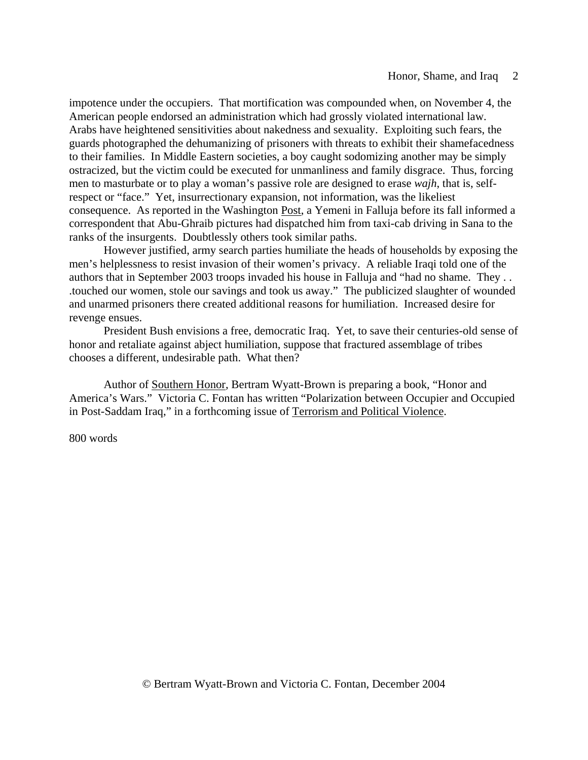impotence under the occupiers. That mortification was compounded when, on November 4, the American people endorsed an administration which had grossly violated international law. Arabs have heightened sensitivities about nakedness and sexuality. Exploiting such fears, the guards photographed the dehumanizing of prisoners with threats to exhibit their shamefacedness to their families. In Middle Eastern societies, a boy caught sodomizing another may be simply ostracized, but the victim could be executed for unmanliness and family disgrace. Thus, forcing men to masturbate or to play a woman's passive role are designed to erase *wajh*, that is, self-respect or "face." Yet, insurrectionary expansion, not information, was the likeliest consequence. As reported in the Washington Post, a Yemeni in Falluja before its fall informed a correspondent that Abu-Ghraib pictures had dispatched him from taxi-cab driving in Sana to the ranks of the insurgents. Doubtlessly others took similar paths.

However justified, army search parties humiliate the heads of households by exposing the men's helplessness to resist invasion of their women's privacy. A reliable Iraqi told one of the authors that in September 2003 troops invaded his house in Falluja and "had no shame. They . . .touched our women, stole our savings and took us away." The publicized slaughter of wounded and unarmed prisoners there created additional reasons for humiliation. Increased desire for revenge ensues.

President Bush envisions a free, democratic Iraq. Yet, to save their centuries-old sense of honor and retaliate against abject humiliation, suppose that fractured assemblage of tribes chooses a different, undesirable path. What then?

Author of Southern Honor, Bertram Wyatt-Brown is preparing a book, "Honor and America's Wars." Victoria C. Fontan has written "Polarization between Occupier and Occupied in Post-Saddam Iraq," in a forthcoming issue of Terrorism and Political Violence.

800 words

© Bertram Wyatt-Brown and Victoria C. Fontan, December 2004